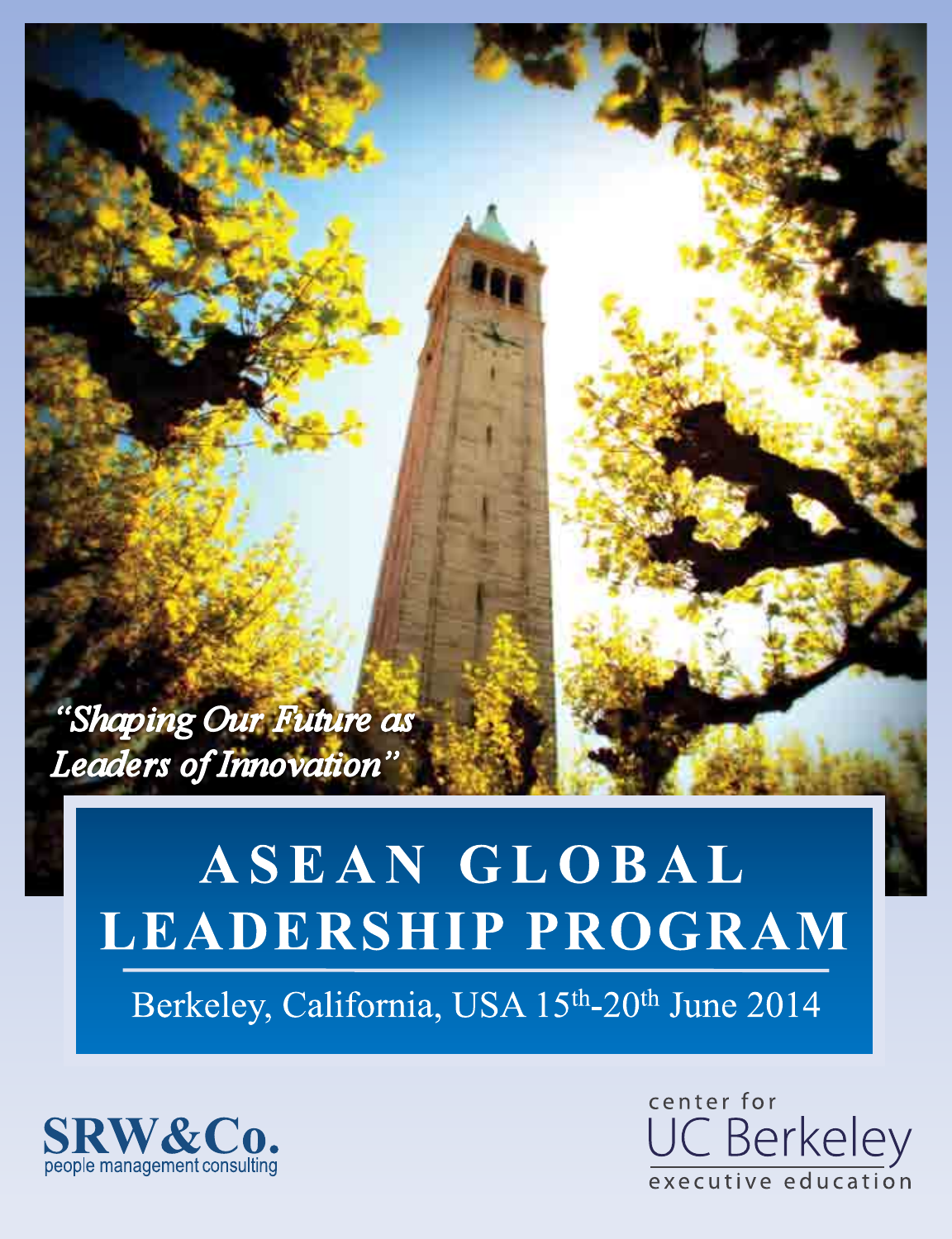*"Shaping Our Future as Leaders of Innovation"*

# ASEAN GLOBAL LEADERSHIP PROGRAM

Berkeley, California, USA 15th-20th June 2014

SRW&Co.
people management consulting

center for
UC Berkeley
executive education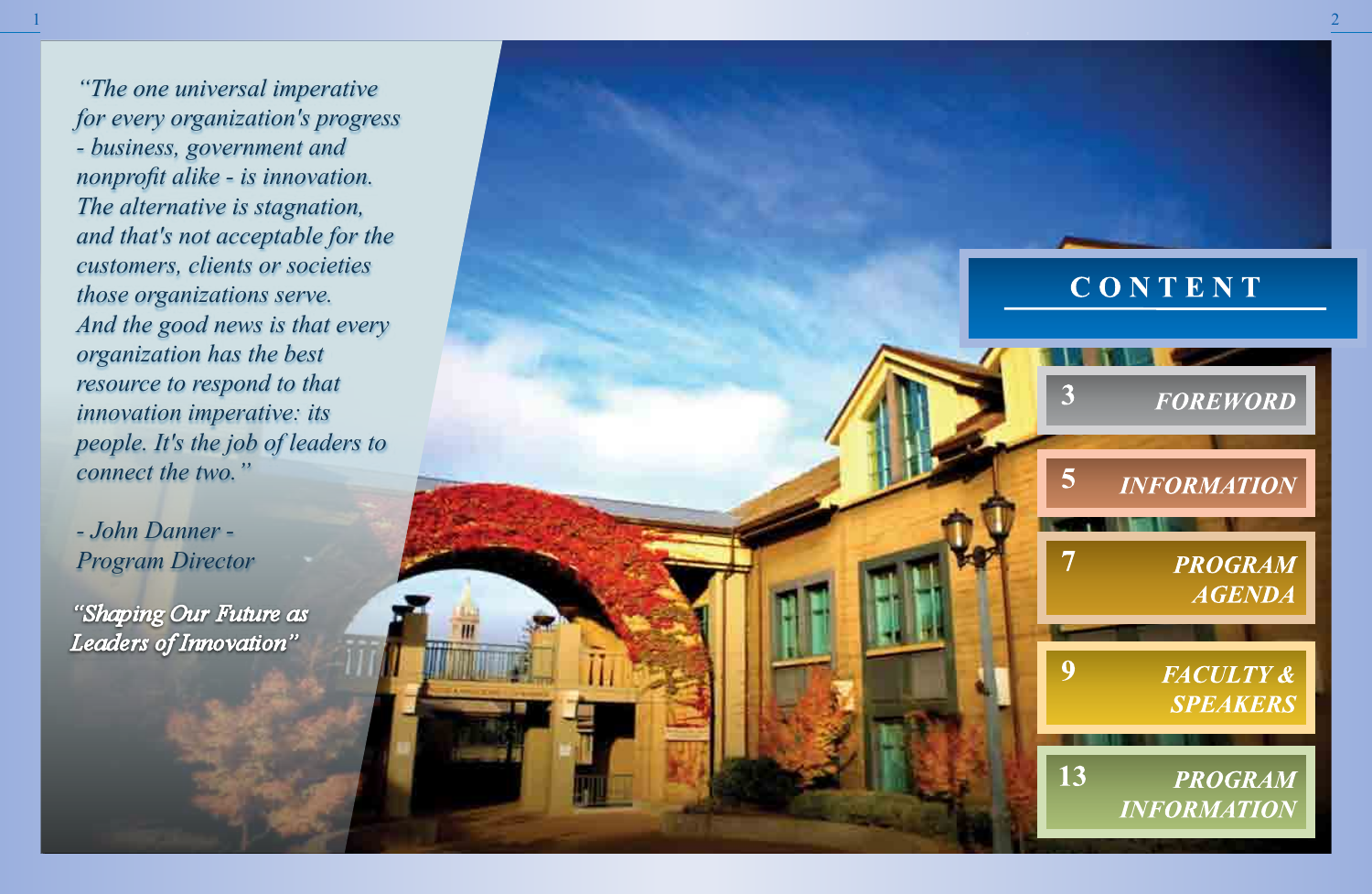*"The one universal imperative for every organization's progress - business, government and nonprofit alike - is innovation. The alternative is stagnation, and that's not acceptable for the customers, clients or societies those organizations serve. And the good news is that every organization has the best resource to respond to that innovation imperative: its people. It's the job of leaders to connect the two."*

*- John Danner -*
*Program Director*

*"Shaping Our Future as Leaders of Innovation"*

# CONTENT

| | |
|---|---|
| 3 | *FOREWORD* |
| 5 | *INFORMATION* |
| 7 | *PROGRAM AGENDA* |
| 9 | *FACULTY & SPEAKERS* |
| 13 | *PROGRAM INFORMATION* |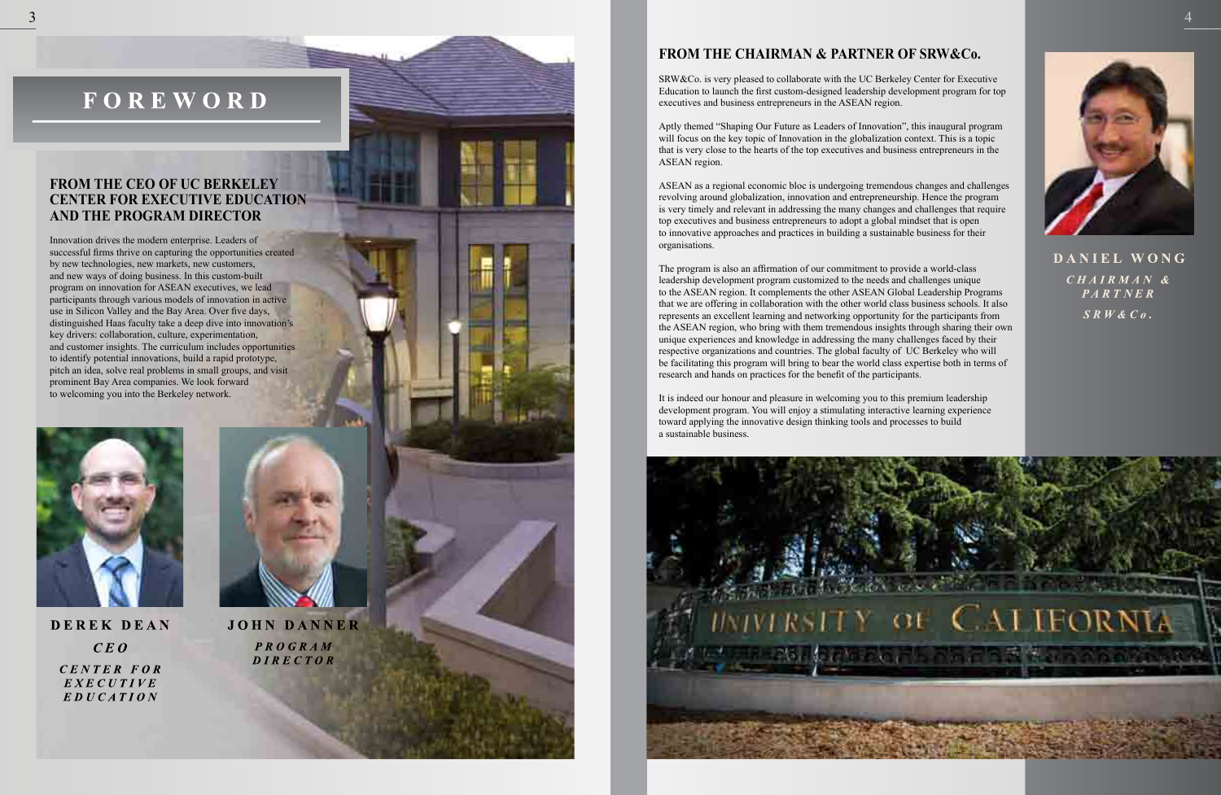# FOREWORD

## FROM THE CEO OF UC BERKELEY CENTER FOR EXECUTIVE EDUCATION AND THE PROGRAM DIRECTOR

Innovation drives the modern enterprise. Leaders of successful firms thrive on capturing the opportunities created by new technologies, new markets, new customers, and new ways of doing business. In this custom-built program on innovation for ASEAN executives, we lead participants through various models of innovation in active use in Silicon Valley and the Bay Area. Over five days, distinguished Haas faculty take a deep dive into innovation's key drivers: collaboration, culture, experimentation, and customer insights. The curriculum includes opportunities to identify potential innovations, build a rapid prototype, pitch an idea, solve real problems in small groups, and visit prominent Bay Area companies. We look forward to welcoming you into the Berkeley network.

**DEREK DEAN**
*CEO*
*CENTER FOR EXECUTIVE EDUCATION*

**JOHN DANNER**
*PROGRAM DIRECTOR*

## FROM THE CHAIRMAN & PARTNER OF SRW&Co.

SRW&Co. is very pleased to collaborate with the UC Berkeley Center for Executive Education to launch the first custom-designed leadership development program for top executives and business entrepreneurs in the ASEAN region.

Aptly themed "Shaping Our Future as Leaders of Innovation", this inaugural program will focus on the key topic of Innovation in the globalization context. This is a topic that is very close to the hearts of the top executives and business entrepreneurs in the ASEAN region.

ASEAN as a regional economic bloc is undergoing tremendous changes and challenges revolving around globalization, innovation and entrepreneurship. Hence the program is very timely and relevant in addressing the many changes and challenges that require top executives and business entrepreneurs to adopt a global mindset that is open to innovative approaches and practices in building a sustainable business for their organisations.

The program is also an affirmation of our commitment to provide a world-class leadership development program customized to the needs and challenges unique to the ASEAN region. It complements the other ASEAN Global Leadership Programs that we are offering in collaboration with the other world class business schools. It also represents an excellent learning and networking opportunity for the participants from the ASEAN region, who bring with them tremendous insights through sharing their own unique experiences and knowledge in addressing the many challenges faced by their respective organizations and countries. The global faculty of UC Berkeley who will be facilitating this program will bring to bear the world class expertise both in terms of research and hands on practices for the benefit of the participants.

It is indeed our honour and pleasure in welcoming you to this premium leadership development program. You will enjoy a stimulating interactive learning experience toward applying the innovative design thinking tools and processes to build a sustainable business.

**DANIEL WONG**
*CHAIRMAN & PARTNER*
*SRW&Co.*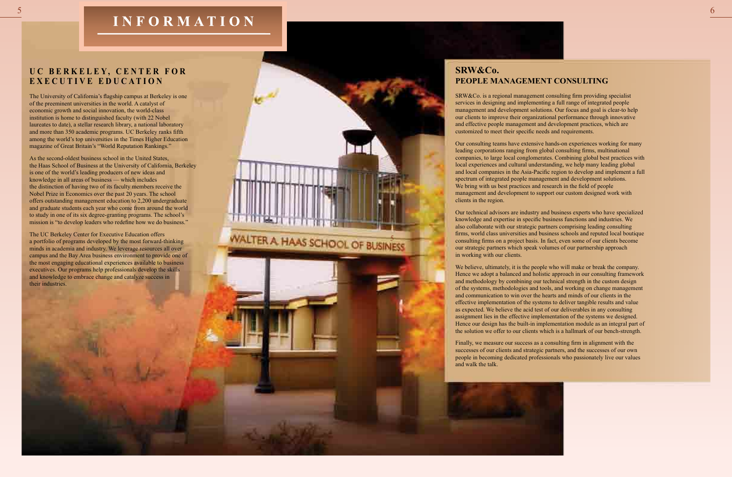# INFORMATION

## UC BERKELEY, CENTER FOR EXECUTIVE EDUCATION

The University of California's flagship campus at Berkeley is one of the preeminent universities in the world. A catalyst of economic growth and social innovation, the world-class institution is home to distinguished faculty (with 22 Nobel laureates to date), a stellar research library, a national laboratory and more than 350 academic programs. UC Berkeley ranks fifth among the world's top universities in the Times Higher Education magazine of Great Britain's "World Reputation Rankings."

As the second-oldest business school in the United States, the Haas School of Business at the University of California, Berkeley is one of the world's leading producers of new ideas and knowledge in all areas of business — which includes the distinction of having two of its faculty members receive the Nobel Prize in Economics over the past 20 years. The school offers outstanding management education to 2,200 undergraduate and graduate students each year who come from around the world to study in one of its six degree-granting programs. The school's mission is "to develop leaders who redefine how we do business."

The UC Berkeley Center for Executive Education offers a portfolio of programs developed by the most forward-thinking minds in academia and industry. We leverage resources all over campus and the Bay Area business environment to provide one of the most engaging educational experiences available to business executives. Our programs help professionals develop the skills and knowledge to embrace change and catalyze success in their industries.

## SRW&Co. PEOPLE MANAGEMENT CONSULTING

SRW&Co. is a regional management consulting firm providing specialist services in designing and implementing a full range of integrated people management and development solutions. Our focus and goal is clear-to help our clients to improve their organizational performance through innovative and effective people management and development practices, which are customized to meet their specific needs and requirements.

Our consulting teams have extensive hands-on experiences working for many leading corporations ranging from global consulting firms, multinational companies, to large local conglomerates. Combining global best practices with local experiences and cultural understanding, we help many leading global and local companies in the Asia-Pacific region to develop and implement a full spectrum of integrated people management and development solutions. We bring with us best practices and research in the field of people management and development to support our custom designed work with clients in the region.

Our technical advisors are industry and business experts who have specialized knowledge and expertise in specific business functions and industries. We also collaborate with our strategic partners comprising leading consulting firms, world class universities and business schools and reputed local boutique consulting firms on a project basis. In fact, even some of our clients become our strategic partners which speak volumes of our partnership approach in working with our clients.

We believe, ultimately, it is the people who will make or break the company. Hence we adopt a balanced and holistic approach in our consulting framework and methodology by combining our technical strength in the custom design of the systems, methodologies and tools, and working on change management and communication to win over the hearts and minds of our clients in the effective implementation of the systems to deliver tangible results and value as expected. We believe the acid test of our deliverables in any consulting assignment lies in the effective implementation of the systems we designed. Hence our design has the built-in implementation module as an integral part of the solution we offer to our clients which is a hallmark of our bench-strength.

Finally, we measure our success as a consulting firm in alignment with the successes of our clients and strategic partners, and the successes of our own people in becoming dedicated professionals who passionately live our values and walk the talk.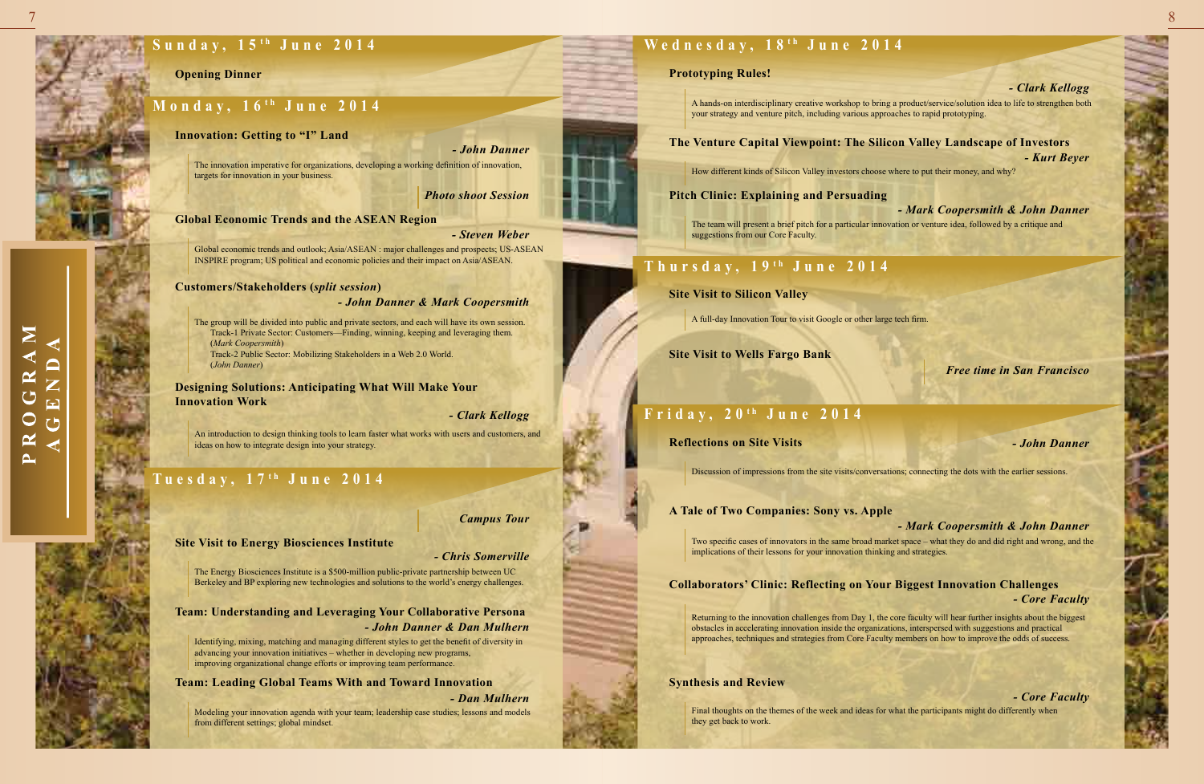# PROGRAM AGENDA

## Sunday, 15th June 2014

**Opening Dinner**

## Monday, 16th June 2014

**Innovation: Getting to "I" Land**

***- John Danner***

The innovation imperative for organizations, developing a working definition of innovation, targets for innovation in your business.

***Photo shoot Session***

**Global Economic Trends and the ASEAN Region**

***- Steven Weber***

Global economic trends and outlook; Asia/ASEAN : major challenges and prospects; US-ASEAN INSPIRE program; US political and economic policies and their impact on Asia/ASEAN.

**Customers/Stakeholders (*split session*)**

***- John Danner & Mark Coopersmith***

The group will be divided into public and private sectors, and each will have its own session.
Track-1 Private Sector: Customers—Finding, winning, keeping and leveraging them.
(*Mark Coopersmith*)
Track-2 Public Sector: Mobilizing Stakeholders in a Web 2.0 World.
(*John Danner*)

**Designing Solutions: Anticipating What Will Make Your Innovation Work**

***- Clark Kellogg***

An introduction to design thinking tools to learn faster what works with users and customers, and ideas on how to integrate design into your strategy.

## Tuesday, 17th June 2014

***Campus Tour***

**Site Visit to Energy Biosciences Institute**

***- Chris Somerville***

The Energy Biosciences Institute is a $500-million public-private partnership between UC Berkeley and BP exploring new technologies and solutions to the world's energy challenges.

**Team: Understanding and Leveraging Your Collaborative Persona**

***- John Danner & Dan Mulhern***

Identifying, mixing, matching and managing different styles to get the benefit of diversity in advancing your innovation initiatives – whether in developing new programs, improving organizational change efforts or improving team performance.

**Team: Leading Global Teams With and Toward Innovation**

***- Dan Mulhern***

Modeling your innovation agenda with your team; leadership case studies; lessons and models from different settings; global mindset.

## Wednesday, 18th June 2014

**Prototyping Rules!**

***- Clark Kellogg***

A hands-on interdisciplinary creative workshop to bring a product/service/solution idea to life to strengthen both your strategy and venture pitch, including various approaches to rapid prototyping.

**The Venture Capital Viewpoint: The Silicon Valley Landscape of Investors**

***- Kurt Beyer***

How different kinds of Silicon Valley investors choose where to put their money, and why?

**Pitch Clinic: Explaining and Persuading**

***- Mark Coopersmith & John Danner***

The team will present a brief pitch for a particular innovation or venture idea, followed by a critique and suggestions from our Core Faculty.

## Thursday, 19th June 2014

**Site Visit to Silicon Valley**

A full-day Innovation Tour to visit Google or other large tech firm.

**Site Visit to Wells Fargo Bank**

***Free time in San Francisco***

## Friday, 20th June 2014

**Reflections on Site Visits**

***- John Danner***

Discussion of impressions from the site visits/conversations; connecting the dots with the earlier sessions.

**A Tale of Two Companies: Sony vs. Apple**

***- Mark Coopersmith & John Danner***

Two specific cases of innovators in the same broad market space – what they do and did right and wrong, and the implications of their lessons for your innovation thinking and strategies.

**Collaborators' Clinic: Reflecting on Your Biggest Innovation Challenges**

***- Core Faculty***

Returning to the innovation challenges from Day 1, the core faculty will hear further insights about the biggest obstacles in accelerating innovation inside the organizations, interspersed with suggestions and practical approaches, techniques and strategies from Core Faculty members on how to improve the odds of success.

**Synthesis and Review**

***- Core Faculty***

Final thoughts on the themes of the week and ideas for what the participants might do differently when they get back to work.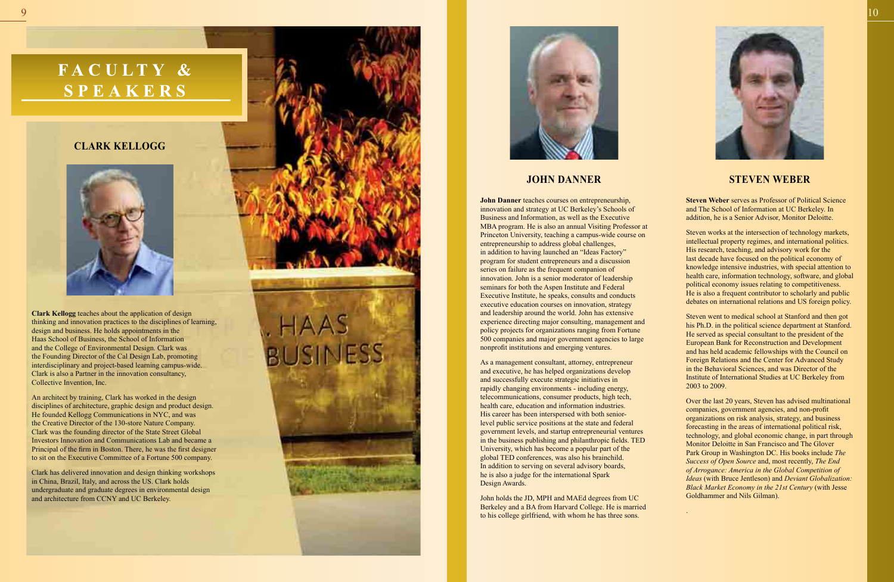# FACULTY & SPEAKERS

## CLARK KELLOGG

**Clark Kellogg** teaches about the application of design thinking and innovation practices to the disciplines of learning, design and business. He holds appointments in the Haas School of Business, the School of Information and the College of Environmental Design. Clark was the Founding Director of the Cal Design Lab, promoting interdisciplinary and project-based learning campus-wide. Clark is also a Partner in the innovation consultancy, Collective Invention, Inc.

An architect by training, Clark has worked in the design disciplines of architecture, graphic design and product design. He founded Kellogg Communications in NYC, and was the Creative Director of the 130-store Nature Company. Clark was the founding director of the State Street Global Investors Innovation and Communications Lab and became a Principal of the firm in Boston. There, he was the first designer to sit on the Executive Committee of a Fortune 500 company.

Clark has delivered innovation and design thinking workshops in China, Brazil, Italy, and across the US. Clark holds undergraduate and graduate degrees in environmental design and architecture from CCNY and UC Berkeley.

## JOHN DANNER

**John Danner** teaches courses on entrepreneurship, innovation and strategy at UC Berkeley's Schools of Business and Information, as well as the Executive MBA program. He is also an annual Visiting Professor at Princeton University, teaching a campus-wide course on entrepreneurship to address global challenges, in addition to having launched an "Ideas Factory" program for student entrepreneurs and a discussion series on failure as the frequent companion of innovation. John is a senior moderator of leadership seminars for both the Aspen Institute and Federal Executive Institute, he speaks, consults and conducts executive education courses on innovation, strategy and leadership around the world. John has extensive experience directing major consulting, management and policy projects for organizations ranging from Fortune 500 companies and major government agencies to large nonprofit institutions and emerging ventures.

As a management consultant, attorney, entrepreneur and executive, he has helped organizations develop and successfully execute strategic initiatives in rapidly changing environments - including energy, telecommunications, consumer products, high tech, health care, education and information industries. His career has been interspersed with both senior-level public service positions at the state and federal government levels, and startup entrepreneurial ventures in the business publishing and philanthropic fields. TED University, which has become a popular part of the global TED conferences, was also his brainchild. In addition to serving on several advisory boards, he is also a judge for the international Spark Design Awards.

John holds the JD, MPH and MAEd degrees from UC Berkeley and a BA from Harvard College. He is married to his college girlfriend, with whom he has three sons.

## STEVEN WEBER

**Steven Weber** serves as Professor of Political Science and The School of Information at UC Berkeley. In addition, he is a Senior Advisor, Monitor Deloitte.

Steven works at the intersection of technology markets, intellectual property regimes, and international politics. His research, teaching, and advisory work for the last decade have focused on the political economy of knowledge intensive industries, with special attention to health care, information technology, software, and global political economy issues relating to competitiveness. He is also a frequent contributor to scholarly and public debates on international relations and US foreign policy.

Steven went to medical school at Stanford and then got his Ph.D. in the political science department at Stanford. He served as special consultant to the president of the European Bank for Reconstruction and Development and has held academic fellowships with the Council on Foreign Relations and the Center for Advanced Study in the Behavioral Sciences, and was Director of the Institute of International Studies at UC Berkeley from 2003 to 2009.

Over the last 20 years, Steven has advised multinational companies, government agencies, and non-profit organizations on risk analysis, strategy, and business forecasting in the areas of international political risk, technology, and global economic change, in part through Monitor Deloitte in San Francisco and The Glover Park Group in Washington DC. His books include *The Success of Open Source* and, most recently, *The End of Arrogance: America in the Global Competition of Ideas* (with Bruce Jentleson) and *Deviant Globalization: Black Market Economy in the 21st Century* (with Jesse Goldhammer and Nils Gilman).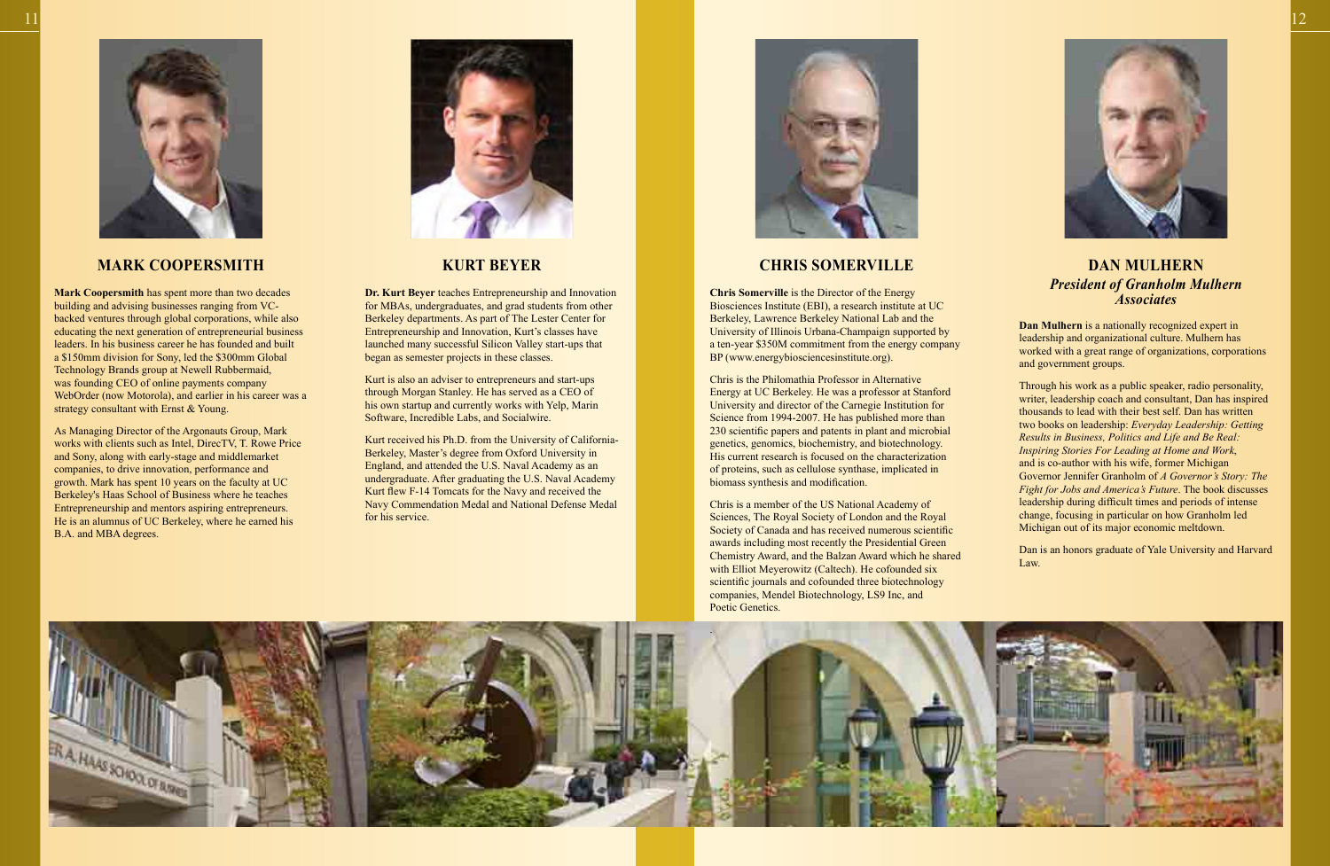## MARK COOPERSMITH

**Mark Coopersmith** has spent more than two decades building and advising businesses ranging from VC-backed ventures through global corporations, while also educating the next generation of entrepreneurial business leaders. In his business career he has founded and built a $150mm division for Sony, led the $300mm Global Technology Brands group at Newell Rubbermaid, was founding CEO of online payments company WebOrder (now Motorola), and earlier in his career was a strategy consultant with Ernst & Young.

As Managing Director of the Argonauts Group, Mark works with clients such as Intel, DirecTV, T. Rowe Price and Sony, along with early-stage and middlemarket companies, to drive innovation, performance and growth. Mark has spent 10 years on the faculty at UC Berkeley's Haas School of Business where he teaches Entrepreneurship and mentors aspiring entrepreneurs. He is an alumnus of UC Berkeley, where he earned his B.A. and MBA degrees.

## KURT BEYER

**Dr. Kurt Beyer** teaches Entrepreneurship and Innovation for MBAs, undergraduates, and grad students from other Berkeley departments. As part of The Lester Center for Entrepreneurship and Innovation, Kurt's classes have launched many successful Silicon Valley start-ups that began as semester projects in these classes.

Kurt is also an adviser to entrepreneurs and start-ups through Morgan Stanley. He has served as a CEO of his own startup and currently works with Yelp, Marin Software, Incredible Labs, and Socialwire.

Kurt received his Ph.D. from the University of California-Berkeley, Master's degree from Oxford University in England, and attended the U.S. Naval Academy as an undergraduate. After graduating the U.S. Naval Academy Kurt flew F-14 Tomcats for the Navy and received the Navy Commendation Medal and National Defense Medal for his service.

## CHRIS SOMERVILLE

**Chris Somerville** is the Director of the Energy Biosciences Institute (EBI), a research institute at UC Berkeley, Lawrence Berkeley National Lab and the University of Illinois Urbana-Champaign supported by a ten-year $350M commitment from the energy company BP (www.energybiosciencesinstitute.org).

Chris is the Philomathia Professor in Alternative Energy at UC Berkeley. He was a professor at Stanford University and director of the Carnegie Institution for Science from 1994-2007. He has published more than 230 scientific papers and patents in plant and microbial genetics, genomics, biochemistry, and biotechnology. His current research is focused on the characterization of proteins, such as cellulose synthase, implicated in biomass synthesis and modification.

Chris is a member of the US National Academy of Sciences, The Royal Society of London and the Royal Society of Canada and has received numerous scientific awards including most recently the Presidential Green Chemistry Award, and the Balzan Award which he shared with Elliot Meyerowitz (Caltech). He cofounded six scientific journals and cofounded three biotechnology companies, Mendel Biotechnology, LS9 Inc, and Poetic Genetics.

## DAN MULHERN
### *President of Granholm Mulhern Associates*

**Dan Mulhern** is a nationally recognized expert in leadership and organizational culture. Mulhern has worked with a great range of organizations, corporations and government groups.

Through his work as a public speaker, radio personality, writer, leadership coach and consultant, Dan has inspired thousands to lead with their best self. Dan has written two books on leadership: *Everyday Leadership: Getting Results in Business, Politics and Life and Be Real: Inspiring Stories For Leading at Home and Work*, and is co-author with his wife, former Michigan Governor Jennifer Granholm of *A Governor's Story: The Fight for Jobs and America's Future*. The book discusses leadership during difficult times and periods of intense change, focusing in particular on how Granholm led Michigan out of its major economic meltdown.

Dan is an honors graduate of Yale University and Harvard Law.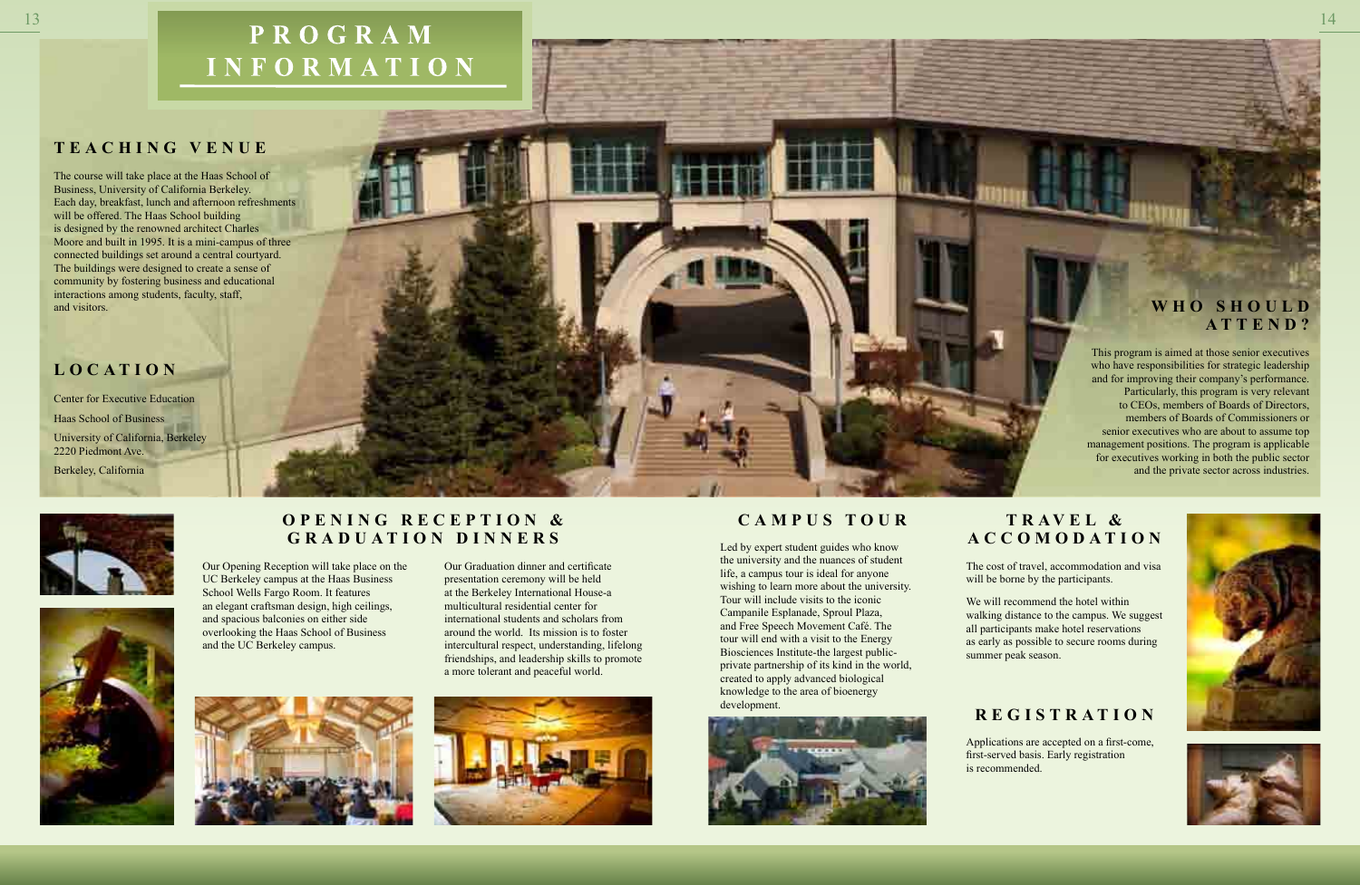# PROGRAM INFORMATION

## TEACHING VENUE

The course will take place at the Haas School of Business, University of California Berkeley. Each day, breakfast, lunch and afternoon refreshments will be offered. The Haas School building is designed by the renowned architect Charles Moore and built in 1995. It is a mini-campus of three connected buildings set around a central courtyard. The buildings were designed to create a sense of community by fostering business and educational interactions among students, faculty, staff, and visitors.

## LOCATION

Center for Executive Education

Haas School of Business

University of California, Berkeley
2220 Piedmont Ave.

Berkeley, California

## WHO SHOULD ATTEND?

This program is aimed at those senior executives who have responsibilities for strategic leadership and for improving their company's performance. Particularly, this program is very relevant to CEOs, members of Boards of Directors, members of Boards of Commissioners or senior executives who are about to assume top management positions. The program is applicable for executives working in both the public sector and the private sector across industries.

## OPENING RECEPTION & GRADUATION DINNERS

Our Opening Reception will take place on the UC Berkeley campus at the Haas Business School Wells Fargo Room. It features an elegant craftsman design, high ceilings, and spacious balconies on either side overlooking the Haas School of Business and the UC Berkeley campus.

Our Graduation dinner and certificate presentation ceremony will be held at the Berkeley International House-a multicultural residential center for international students and scholars from around the world. Its mission is to foster intercultural respect, understanding, lifelong friendships, and leadership skills to promote a more tolerant and peaceful world.

## CAMPUS TOUR

Led by expert student guides who know the university and the nuances of student life, a campus tour is ideal for anyone wishing to learn more about the university. Tour will include visits to the iconic Campanile Esplanade, Sproul Plaza, and Free Speech Movement Café. The tour will end with a visit to the Energy Biosciences Institute-the largest public-private partnership of its kind in the world, created to apply advanced biological knowledge to the area of bioenergy development.

## TRAVEL & ACCOMODATION

The cost of travel, accommodation and visa will be borne by the participants.

We will recommend the hotel within walking distance to the campus. We suggest all participants make hotel reservations as early as possible to secure rooms during summer peak season.

## REGISTRATION

Applications are accepted on a first-come, first-served basis. Early registration is recommended.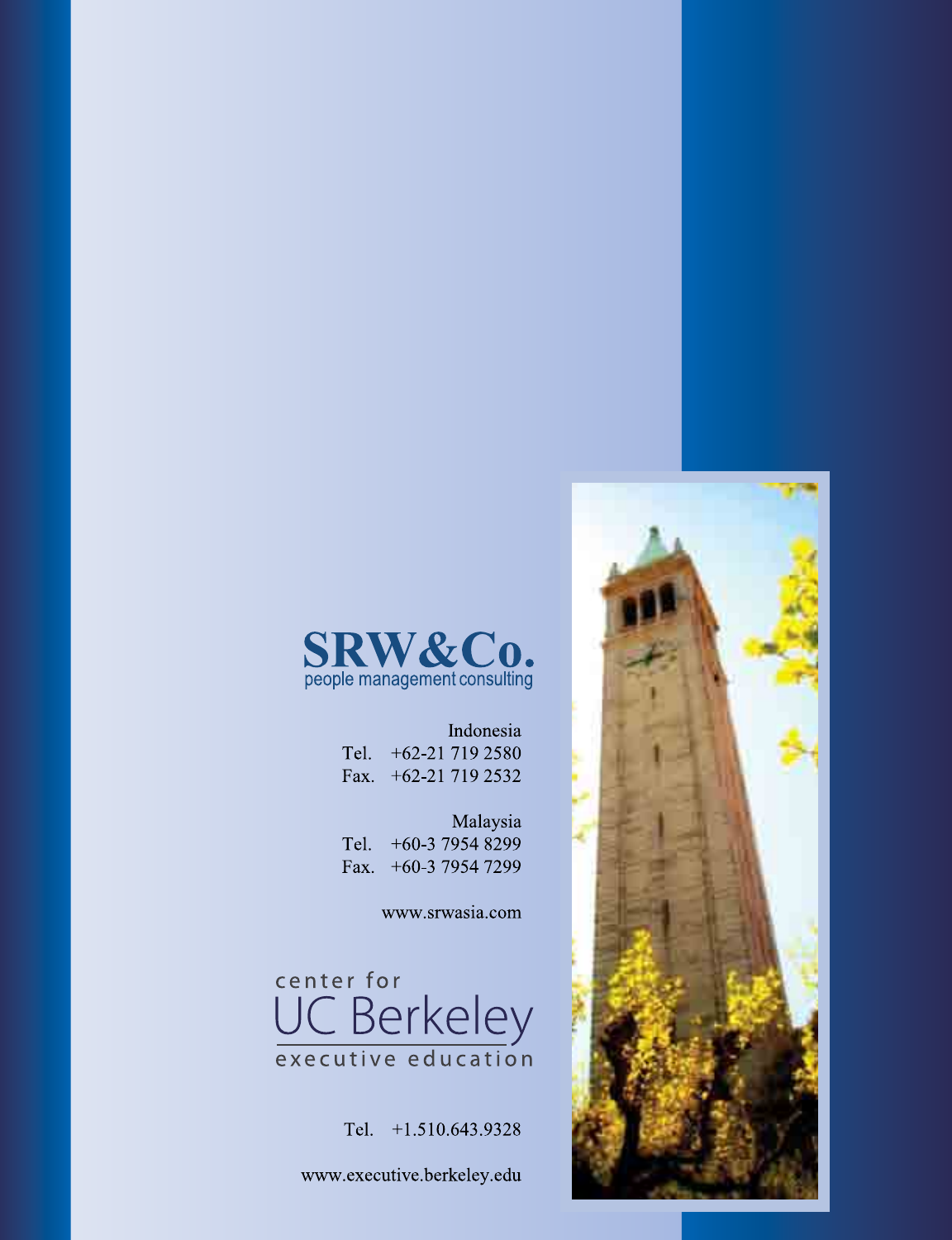**SRW&Co.**
people management consulting

Indonesia
Tel. +62-21 719 2580
Fax. +62-21 719 2532

Malaysia
Tel. +60-3 7954 8299
Fax. +60-3 7954 7299

www.srwasia.com

center for
UC Berkeley
executive education

Tel. +1.510.643.9328

www.executive.berkeley.edu